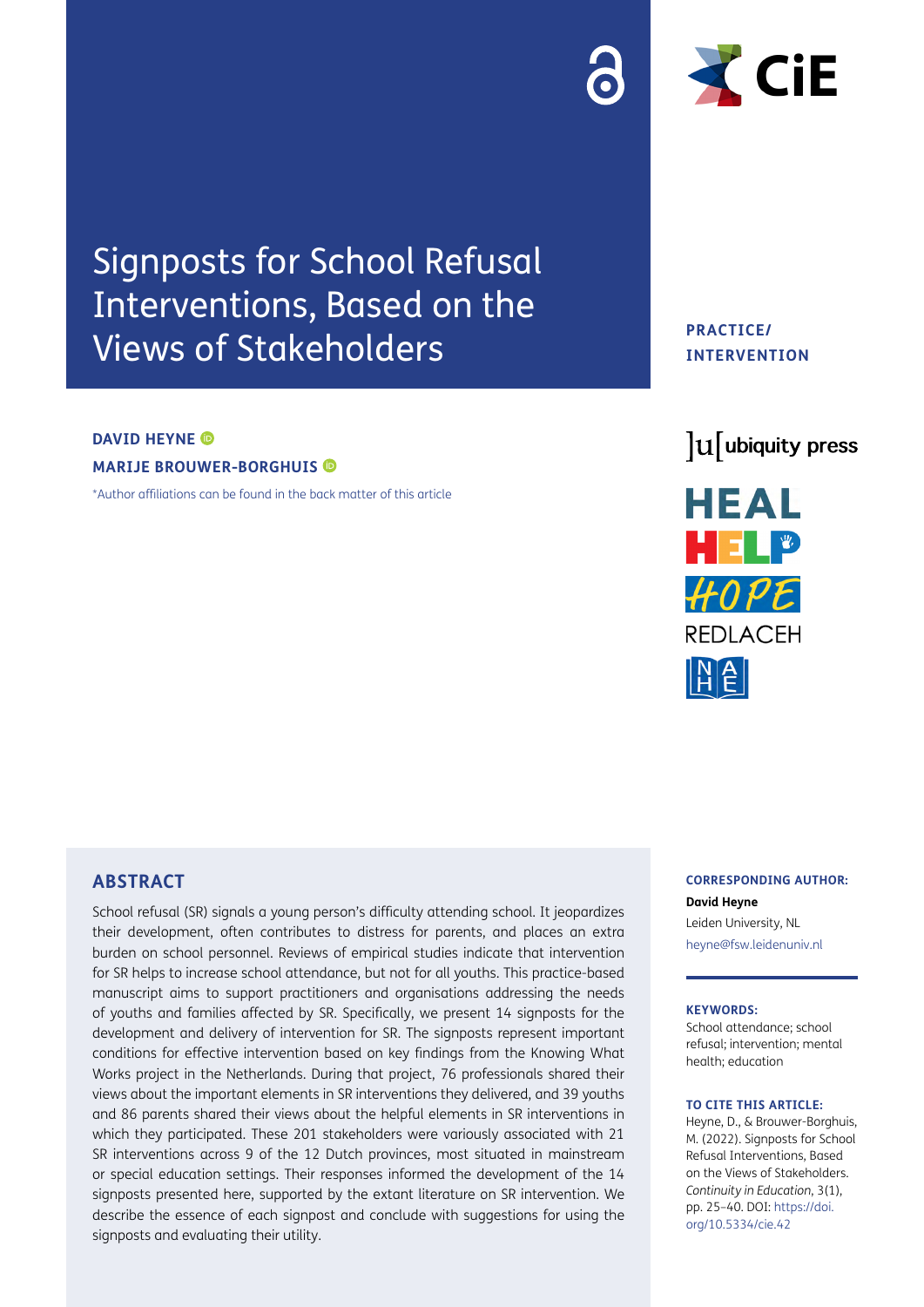# Signposts for School Refusal Interventions, Based on the Views of Stakeholders

**PRACTICE/ INTERVENTION**

**DAVID HEYNE**

**MARIJE BROUWER-BORGHUIS**

*Author affiliations can be found in the back matter of this article

## ABSTRACT

School refusal (SR) signals a young person's difficulty attending school. It jeopardizes their development, often contributes to distress for parents, and places an extra burden on school personnel. Reviews of empirical studies indicate that intervention for SR helps to increase school attendance, but not for all youths. This practice-based manuscript aims to support practitioners and organisations addressing the needs of youths and families affected by SR. Specifically, we present 14 signposts for the development and delivery of intervention for SR. The signposts represent important conditions for effective intervention based on key findings from the Knowing What Works project in the Netherlands. During that project, 76 professionals shared their views about the important elements in SR interventions they delivered, and 39 youths and 86 parents shared their views about the helpful elements in SR interventions in which they participated. These 201 stakeholders were variously associated with 21 SR interventions across 9 of the 12 Dutch provinces, most situated in mainstream or special education settings. Their responses informed the development of the 14 signposts presented here, supported by the extant literature on SR intervention. We describe the essence of each signpost and conclude with suggestions for using the signposts and evaluating their utility.

**CORRESPONDING AUTHOR:**

**David Heyne**

Leiden University, NL

heyne@fsw.leidenuniv.nl

**KEYWORDS:**

School attendance; school refusal; intervention; mental health; education

**TO CITE THIS ARTICLE:**

Heyne, D., & Brouwer-Borghuis, M. (2022). Signposts for School Refusal Interventions, Based on the Views of Stakeholders. *Continuity in Education*, 3(1), pp. 25–40. DOI: https://doi.org/10.5334/cie.42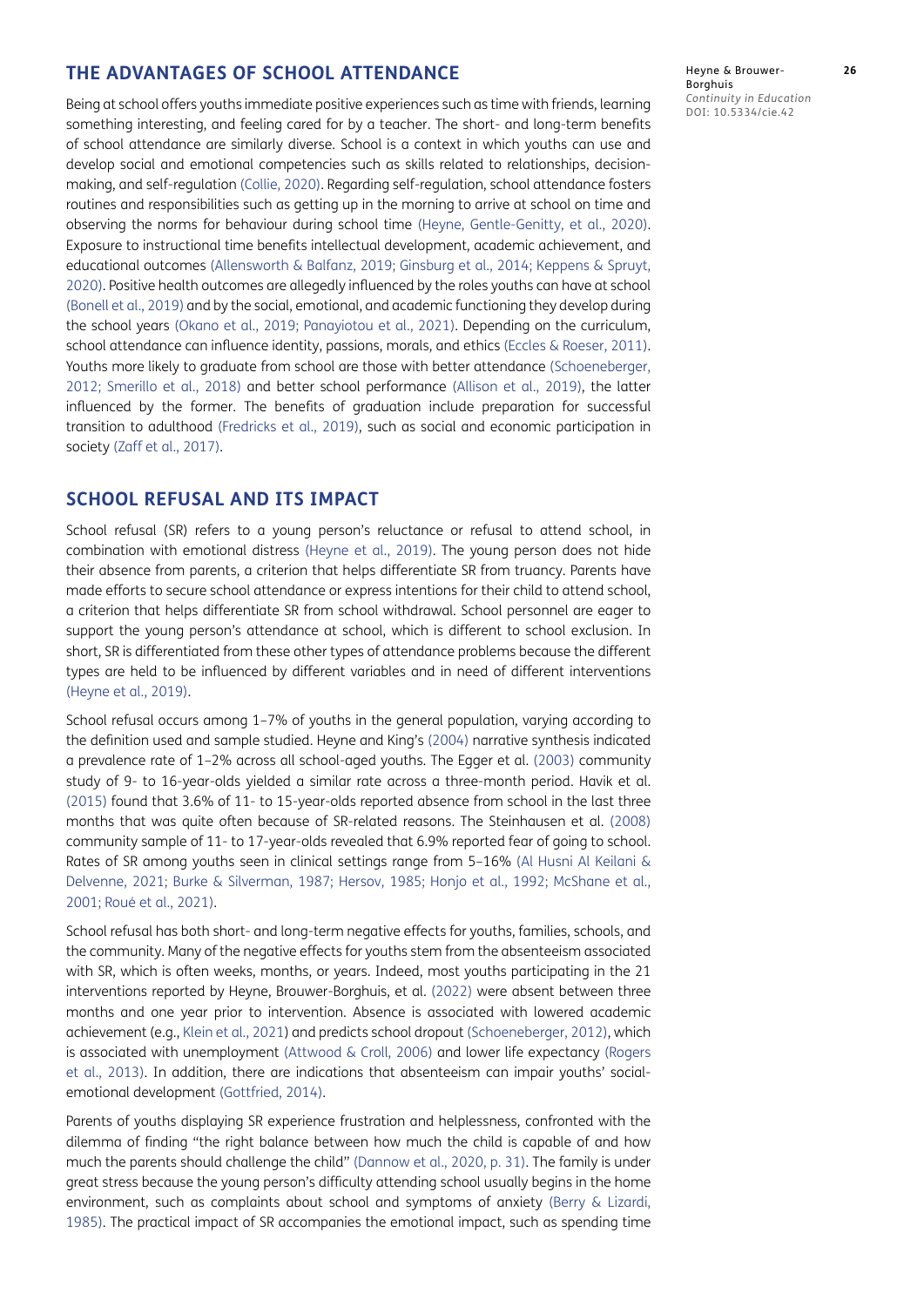## THE ADVANTAGES OF SCHOOL ATTENDANCE

Being at school offers youths immediate positive experiences such as time with friends, learning something interesting, and feeling cared for by a teacher. The short- and long-term benefits of school attendance are similarly diverse. School is a context in which youths can use and develop social and emotional competencies such as skills related to relationships, decision-making, and self-regulation (Collie, 2020). Regarding self-regulation, school attendance fosters routines and responsibilities such as getting up in the morning to arrive at school on time and observing the norms for behaviour during school time (Heyne, Gentle-Genitty, et al., 2020). Exposure to instructional time benefits intellectual development, academic achievement, and educational outcomes (Allensworth & Balfanz, 2019; Ginsburg et al., 2014; Keppens & Spruyt, 2020). Positive health outcomes are allegedly influenced by the roles youths can have at school (Bonell et al., 2019) and by the social, emotional, and academic functioning they develop during the school years (Okano et al., 2019; Panayiotou et al., 2021). Depending on the curriculum, school attendance can influence identity, passions, morals, and ethics (Eccles & Roeser, 2011). Youths more likely to graduate from school are those with better attendance (Schoeneberger, 2012; Smerillo et al., 2018) and better school performance (Allison et al., 2019), the latter influenced by the former. The benefits of graduation include preparation for successful transition to adulthood (Fredricks et al., 2019), such as social and economic participation in society (Zaff et al., 2017).

## SCHOOL REFUSAL AND ITS IMPACT

School refusal (SR) refers to a young person's reluctance or refusal to attend school, in combination with emotional distress (Heyne et al., 2019). The young person does not hide their absence from parents, a criterion that helps differentiate SR from truancy. Parents have made efforts to secure school attendance or express intentions for their child to attend school, a criterion that helps differentiate SR from school withdrawal. School personnel are eager to support the young person's attendance at school, which is different to school exclusion. In short, SR is differentiated from these other types of attendance problems because the different types are held to be influenced by different variables and in need of different interventions (Heyne et al., 2019).

School refusal occurs among 1–7% of youths in the general population, varying according to the definition used and sample studied. Heyne and King's (2004) narrative synthesis indicated a prevalence rate of 1–2% across all school-aged youths. The Egger et al. (2003) community study of 9- to 16-year-olds yielded a similar rate across a three-month period. Havik et al. (2015) found that 3.6% of 11- to 15-year-olds reported absence from school in the last three months that was quite often because of SR-related reasons. The Steinhausen et al. (2008) community sample of 11- to 17-year-olds revealed that 6.9% reported fear of going to school. Rates of SR among youths seen in clinical settings range from 5–16% (Al Husni Al Keilani & Delvenne, 2021; Burke & Silverman, 1987; Hersov, 1985; Honjo et al., 1992; McShane et al., 2001; Roué et al., 2021).

School refusal has both short- and long-term negative effects for youths, families, schools, and the community. Many of the negative effects for youths stem from the absenteeism associated with SR, which is often weeks, months, or years. Indeed, most youths participating in the 21 interventions reported by Heyne, Brouwer-Borghuis, et al. (2022) were absent between three months and one year prior to intervention. Absence is associated with lowered academic achievement (e.g., Klein et al., 2021) and predicts school dropout (Schoeneberger, 2012), which is associated with unemployment (Attwood & Croll, 2006) and lower life expectancy (Rogers et al., 2013). In addition, there are indications that absenteeism can impair youths' social-emotional development (Gottfried, 2014).

Parents of youths displaying SR experience frustration and helplessness, confronted with the dilemma of finding "the right balance between how much the child is capable of and how much the parents should challenge the child" (Dannow et al., 2020, p. 31). The family is under great stress because the young person's difficulty attending school usually begins in the home environment, such as complaints about school and symptoms of anxiety (Berry & Lizardi, 1985). The practical impact of SR accompanies the emotional impact, such as spending time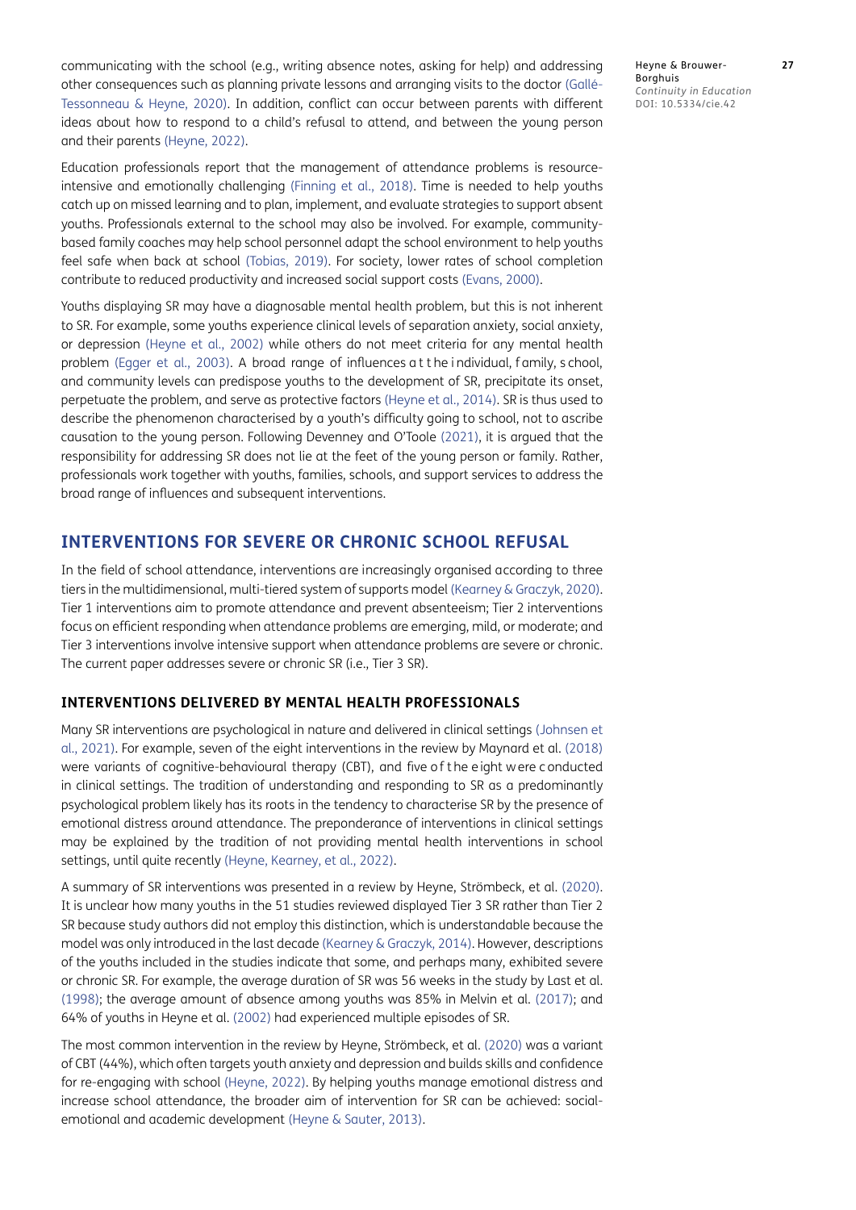communicating with the school (e.g., writing absence notes, asking for help) and addressing other consequences such as planning private lessons and arranging visits to the doctor (Gallé-Tessonneau & Heyne, 2020). In addition, conflict can occur between parents with different ideas about how to respond to a child's refusal to attend, and between the young person and their parents (Heyne, 2022).

Education professionals report that the management of attendance problems is resource-intensive and emotionally challenging (Finning et al., 2018). Time is needed to help youths catch up on missed learning and to plan, implement, and evaluate strategies to support absent youths. Professionals external to the school may also be involved. For example, community-based family coaches may help school personnel adapt the school environment to help youths feel safe when back at school (Tobias, 2019). For society, lower rates of school completion contribute to reduced productivity and increased social support costs (Evans, 2000).

Youths displaying SR may have a diagnosable mental health problem, but this is not inherent to SR. For example, some youths experience clinical levels of separation anxiety, social anxiety, or depression (Heyne et al., 2002) while others do not meet criteria for any mental health problem (Egger et al., 2003). A broad range of influences at the individual, family, school, and community levels can predispose youths to the development of SR, precipitate its onset, perpetuate the problem, and serve as protective factors (Heyne et al., 2014). SR is thus used to describe the phenomenon characterised by a youth's difficulty going to school, not to ascribe causation to the young person. Following Devenney and O'Toole (2021), it is argued that the responsibility for addressing SR does not lie at the feet of the young person or family. Rather, professionals work together with youths, families, schools, and support services to address the broad range of influences and subsequent interventions.

## INTERVENTIONS FOR SEVERE OR CHRONIC SCHOOL REFUSAL

In the field of school attendance, interventions are increasingly organised according to three tiers in the multidimensional, multi-tiered system of supports model (Kearney & Graczyk, 2020). Tier 1 interventions aim to promote attendance and prevent absenteeism; Tier 2 interventions focus on efficient responding when attendance problems are emerging, mild, or moderate; and Tier 3 interventions involve intensive support when attendance problems are severe or chronic. The current paper addresses severe or chronic SR (i.e., Tier 3 SR).

### INTERVENTIONS DELIVERED BY MENTAL HEALTH PROFESSIONALS

Many SR interventions are psychological in nature and delivered in clinical settings (Johnsen et al., 2021). For example, seven of the eight interventions in the review by Maynard et al. (2018) were variants of cognitive-behavioural therapy (CBT), and five of the eight were conducted in clinical settings. The tradition of understanding and responding to SR as a predominantly psychological problem likely has its roots in the tendency to characterise SR by the presence of emotional distress around attendance. The preponderance of interventions in clinical settings may be explained by the tradition of not providing mental health interventions in school settings, until quite recently (Heyne, Kearney, et al., 2022).

A summary of SR interventions was presented in a review by Heyne, Strömbeck, et al. (2020). It is unclear how many youths in the 51 studies reviewed displayed Tier 3 SR rather than Tier 2 SR because study authors did not employ this distinction, which is understandable because the model was only introduced in the last decade (Kearney & Graczyk, 2014). However, descriptions of the youths included in the studies indicate that some, and perhaps many, exhibited severe or chronic SR. For example, the average duration of SR was 56 weeks in the study by Last et al. (1998); the average amount of absence among youths was 85% in Melvin et al. (2017); and 64% of youths in Heyne et al. (2002) had experienced multiple episodes of SR.

The most common intervention in the review by Heyne, Strömbeck, et al. (2020) was a variant of CBT (44%), which often targets youth anxiety and depression and builds skills and confidence for re-engaging with school (Heyne, 2022). By helping youths manage emotional distress and increase school attendance, the broader aim of intervention for SR can be achieved: social-emotional and academic development (Heyne & Sauter, 2013).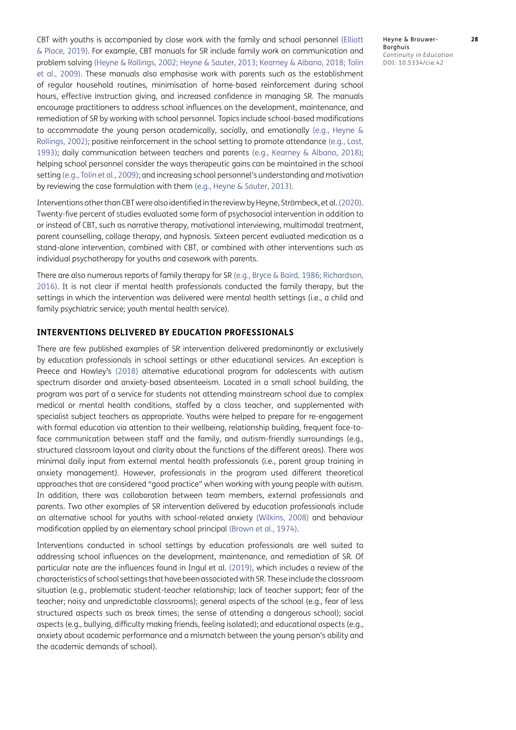CBT with youths is accompanied by close work with the family and school personnel (Elliott & Place, 2019). For example, CBT manuals for SR include family work on communication and problem solving (Heyne & Rollings, 2002; Heyne & Sauter, 2013; Kearney & Albano, 2018; Tolin et al., 2009). These manuals also emphasise work with parents such as the establishment of regular household routines, minimisation of home-based reinforcement during school hours, effective instruction giving, and increased confidence in managing SR. The manuals encourage practitioners to address school influences on the development, maintenance, and remediation of SR by working with school personnel. Topics include school-based modifications to accommodate the young person academically, socially, and emotionally (e.g., Heyne & Rollings, 2002); positive reinforcement in the school setting to promote attendance (e.g., Last, 1993); daily communication between teachers and parents (e.g., Kearney & Albano, 2018); helping school personnel consider the ways therapeutic gains can be maintained in the school setting (e.g., Tolin et al., 2009); and increasing school personnel's understanding and motivation by reviewing the case formulation with them (e.g., Heyne & Sauter, 2013).

Interventions other than CBT were also identified in the review by Heyne, Strömbeck, et al. (2020). Twenty-five percent of studies evaluated some form of psychosocial intervention in addition to or instead of CBT, such as narrative therapy, motivational interviewing, multimodal treatment, parent counselling, collage therapy, and hypnosis. Sixteen percent evaluated medication as a stand-alone intervention, combined with CBT, or combined with other interventions such as individual psychotherapy for youths and casework with parents.

There are also numerous reports of family therapy for SR (e.g., Bryce & Baird, 1986; Richardson, 2016). It is not clear if mental health professionals conducted the family therapy, but the settings in which the intervention was delivered were mental health settings (i.e., a child and family psychiatric service; youth mental health service).

## INTERVENTIONS DELIVERED BY EDUCATION PROFESSIONALS

There are few published examples of SR intervention delivered predominantly or exclusively by education professionals in school settings or other educational services. An exception is Preece and Howley's (2018) alternative educational program for adolescents with autism spectrum disorder and anxiety-based absenteeism. Located in a small school building, the program was part of a service for students not attending mainstream school due to complex medical or mental health conditions, staffed by a class teacher, and supplemented with specialist subject teachers as appropriate. Youths were helped to prepare for re-engagement with formal education via attention to their wellbeing, relationship building, frequent face-to-face communication between staff and the family, and autism-friendly surroundings (e.g., structured classroom layout and clarity about the functions of the different areas). There was minimal daily input from external mental health professionals (i.e., parent group training in anxiety management). However, professionals in the program used different theoretical approaches that are considered "good practice" when working with young people with autism. In addition, there was collaboration between team members, external professionals and parents. Two other examples of SR intervention delivered by education professionals include an alternative school for youths with school-related anxiety (Wilkins, 2008) and behaviour modification applied by an elementary school principal (Brown et al., 1974).

Interventions conducted in school settings by education professionals are well suited to addressing school influences on the development, maintenance, and remediation of SR. Of particular note are the influences found in Ingul et al. (2019), which includes a review of the characteristics of school settings that have been associated with SR. These include the classroom situation (e.g., problematic student-teacher relationship; lack of teacher support; fear of the teacher; noisy and unpredictable classrooms); general aspects of the school (e.g., fear of less structured aspects such as break times; the sense of attending a dangerous school); social aspects (e.g., bullying, difficulty making friends, feeling isolated); and educational aspects (e.g., anxiety about academic performance and a mismatch between the young person's ability and the academic demands of school).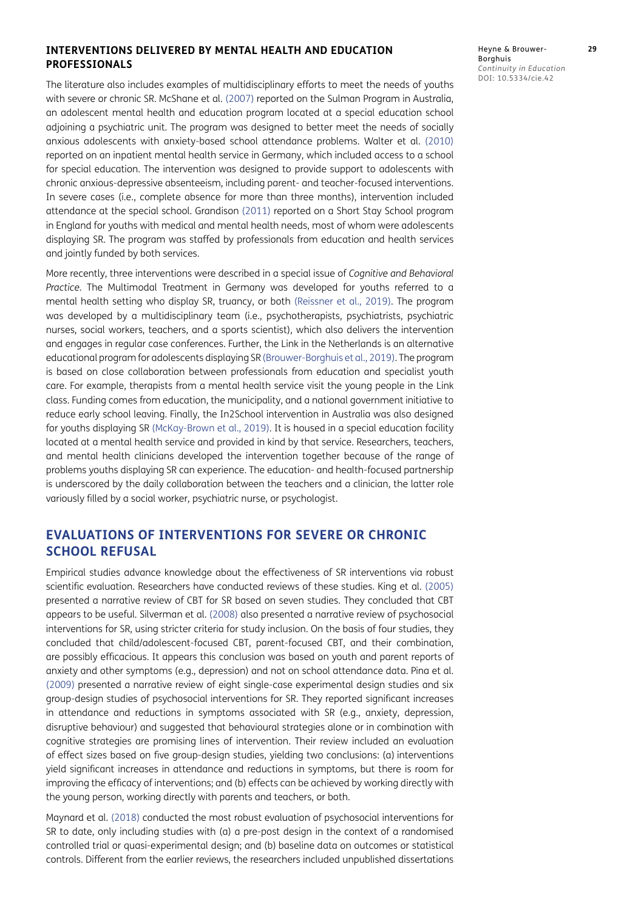### INTERVENTIONS DELIVERED BY MENTAL HEALTH AND EDUCATION PROFESSIONALS

The literature also includes examples of multidisciplinary efforts to meet the needs of youths with severe or chronic SR. McShane et al. (2007) reported on the Sulman Program in Australia, an adolescent mental health and education program located at a special education school adjoining a psychiatric unit. The program was designed to better meet the needs of socially anxious adolescents with anxiety-based school attendance problems. Walter et al. (2010) reported on an inpatient mental health service in Germany, which included access to a school for special education. The intervention was designed to provide support to adolescents with chronic anxious-depressive absenteeism, including parent- and teacher-focused interventions. In severe cases (i.e., complete absence for more than three months), intervention included attendance at the special school. Grandison (2011) reported on a Short Stay School program in England for youths with medical and mental health needs, most of whom were adolescents displaying SR. The program was staffed by professionals from education and health services and jointly funded by both services.

More recently, three interventions were described in a special issue of *Cognitive and Behavioral Practice*. The Multimodal Treatment in Germany was developed for youths referred to a mental health setting who display SR, truancy, or both (Reissner et al., 2019). The program was developed by a multidisciplinary team (i.e., psychotherapists, psychiatrists, psychiatric nurses, social workers, teachers, and a sports scientist), which also delivers the intervention and engages in regular case conferences. Further, the Link in the Netherlands is an alternative educational program for adolescents displaying SR (Brouwer-Borghuis et al., 2019). The program is based on close collaboration between professionals from education and specialist youth care. For example, therapists from a mental health service visit the young people in the Link class. Funding comes from education, the municipality, and a national government initiative to reduce early school leaving. Finally, the In2School intervention in Australia was also designed for youths displaying SR (McKay-Brown et al., 2019). It is housed in a special education facility located at a mental health service and provided in kind by that service. Researchers, teachers, and mental health clinicians developed the intervention together because of the range of problems youths displaying SR can experience. The education- and health-focused partnership is underscored by the daily collaboration between the teachers and a clinician, the latter role variously filled by a social worker, psychiatric nurse, or psychologist.

## EVALUATIONS OF INTERVENTIONS FOR SEVERE OR CHRONIC SCHOOL REFUSAL

Empirical studies advance knowledge about the effectiveness of SR interventions via robust scientific evaluation. Researchers have conducted reviews of these studies. King et al. (2005) presented a narrative review of CBT for SR based on seven studies. They concluded that CBT appears to be useful. Silverman et al. (2008) also presented a narrative review of psychosocial interventions for SR, using stricter criteria for study inclusion. On the basis of four studies, they concluded that child/adolescent-focused CBT, parent-focused CBT, and their combination, are possibly efficacious. It appears this conclusion was based on youth and parent reports of anxiety and other symptoms (e.g., depression) and not on school attendance data. Pina et al. (2009) presented a narrative review of eight single-case experimental design studies and six group-design studies of psychosocial interventions for SR. They reported significant increases in attendance and reductions in symptoms associated with SR (e.g., anxiety, depression, disruptive behaviour) and suggested that behavioural strategies alone or in combination with cognitive strategies are promising lines of intervention. Their review included an evaluation of effect sizes based on five group-design studies, yielding two conclusions: (a) interventions yield significant increases in attendance and reductions in symptoms, but there is room for improving the efficacy of interventions; and (b) effects can be achieved by working directly with the young person, working directly with parents and teachers, or both.

Maynard et al. (2018) conducted the most robust evaluation of psychosocial interventions for SR to date, only including studies with (a) a pre-post design in the context of a randomised controlled trial or quasi-experimental design; and (b) baseline data on outcomes or statistical controls. Different from the earlier reviews, the researchers included unpublished dissertations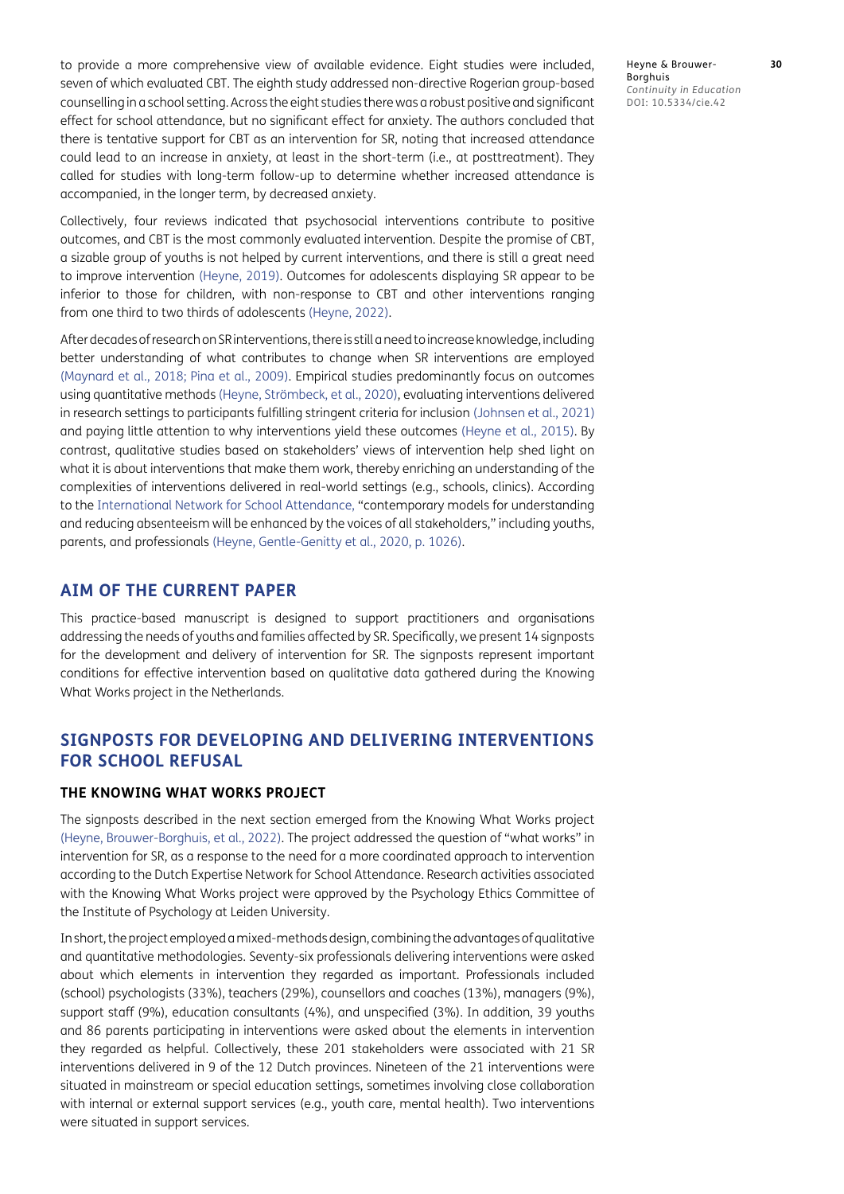to provide a more comprehensive view of available evidence. Eight studies were included, seven of which evaluated CBT. The eighth study addressed non-directive Rogerian group-based counselling in a school setting. Across the eight studies there was a robust positive and significant effect for school attendance, but no significant effect for anxiety. The authors concluded that there is tentative support for CBT as an intervention for SR, noting that increased attendance could lead to an increase in anxiety, at least in the short-term (i.e., at posttreatment). They called for studies with long-term follow-up to determine whether increased attendance is accompanied, in the longer term, by decreased anxiety.

Collectively, four reviews indicated that psychosocial interventions contribute to positive outcomes, and CBT is the most commonly evaluated intervention. Despite the promise of CBT, a sizable group of youths is not helped by current interventions, and there is still a great need to improve intervention (Heyne, 2019). Outcomes for adolescents displaying SR appear to be inferior to those for children, with non-response to CBT and other interventions ranging from one third to two thirds of adolescents (Heyne, 2022).

After decades of research on SR interventions, there is still a need to increase knowledge, including better understanding of what contributes to change when SR interventions are employed (Maynard et al., 2018; Pina et al., 2009). Empirical studies predominantly focus on outcomes using quantitative methods (Heyne, Strömbeck, et al., 2020), evaluating interventions delivered in research settings to participants fulfilling stringent criteria for inclusion (Johnsen et al., 2021) and paying little attention to why interventions yield these outcomes (Heyne et al., 2015). By contrast, qualitative studies based on stakeholders' views of intervention help shed light on what it is about interventions that make them work, thereby enriching an understanding of the complexities of interventions delivered in real-world settings (e.g., schools, clinics). According to the International Network for School Attendance, "contemporary models for understanding and reducing absenteeism will be enhanced by the voices of all stakeholders," including youths, parents, and professionals (Heyne, Gentle-Genitty et al., 2020, p. 1026).

## AIM OF THE CURRENT PAPER

This practice-based manuscript is designed to support practitioners and organisations addressing the needs of youths and families affected by SR. Specifically, we present 14 signposts for the development and delivery of intervention for SR. The signposts represent important conditions for effective intervention based on qualitative data gathered during the Knowing What Works project in the Netherlands.

## SIGNPOSTS FOR DEVELOPING AND DELIVERING INTERVENTIONS FOR SCHOOL REFUSAL

### THE KNOWING WHAT WORKS PROJECT

The signposts described in the next section emerged from the Knowing What Works project (Heyne, Brouwer-Borghuis, et al., 2022). The project addressed the question of "what works" in intervention for SR, as a response to the need for a more coordinated approach to intervention according to the Dutch Expertise Network for School Attendance. Research activities associated with the Knowing What Works project were approved by the Psychology Ethics Committee of the Institute of Psychology at Leiden University.

In short, the project employed a mixed-methods design, combining the advantages of qualitative and quantitative methodologies. Seventy-six professionals delivering interventions were asked about which elements in intervention they regarded as important. Professionals included (school) psychologists (33%), teachers (29%), counsellors and coaches (13%), managers (9%), support staff (9%), education consultants (4%), and unspecified (3%). In addition, 39 youths and 86 parents participating in interventions were asked about the elements in intervention they regarded as helpful. Collectively, these 201 stakeholders were associated with 21 SR interventions delivered in 9 of the 12 Dutch provinces. Nineteen of the 21 interventions were situated in mainstream or special education settings, sometimes involving close collaboration with internal or external support services (e.g., youth care, mental health). Two interventions were situated in support services.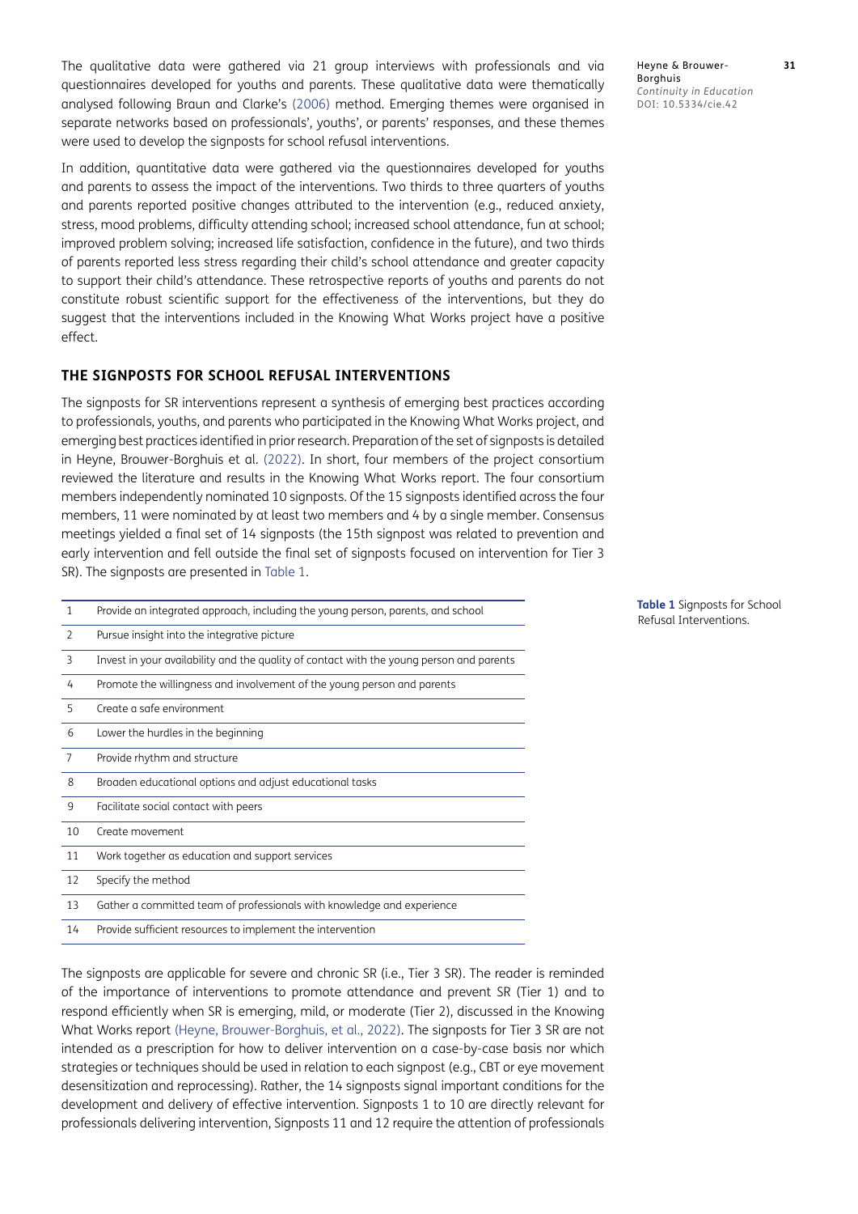The qualitative data were gathered via 21 group interviews with professionals and via questionnaires developed for youths and parents. These qualitative data were thematically analysed following Braun and Clarke's (2006) method. Emerging themes were organised in separate networks based on professionals', youths', or parents' responses, and these themes were used to develop the signposts for school refusal interventions.

In addition, quantitative data were gathered via the questionnaires developed for youths and parents to assess the impact of the interventions. Two thirds to three quarters of youths and parents reported positive changes attributed to the intervention (e.g., reduced anxiety, stress, mood problems, difficulty attending school; increased school attendance, fun at school; improved problem solving; increased life satisfaction, confidence in the future), and two thirds of parents reported less stress regarding their child's school attendance and greater capacity to support their child's attendance. These retrospective reports of youths and parents do not constitute robust scientific support for the effectiveness of the interventions, but they do suggest that the interventions included in the Knowing What Works project have a positive effect.

## THE SIGNPOSTS FOR SCHOOL REFUSAL INTERVENTIONS

The signposts for SR interventions represent a synthesis of emerging best practices according to professionals, youths, and parents who participated in the Knowing What Works project, and emerging best practices identified in prior research. Preparation of the set of signposts is detailed in Heyne, Brouwer-Borghuis et al. (2022). In short, four members of the project consortium reviewed the literature and results in the Knowing What Works report. The four consortium members independently nominated 10 signposts. Of the 15 signposts identified across the four members, 11 were nominated by at least two members and 4 by a single member. Consensus meetings yielded a final set of 14 signposts (the 15th signpost was related to prevention and early intervention and fell outside the final set of signposts focused on intervention for Tier 3 SR). The signposts are presented in Table 1.

**Table 1** Signposts for School Refusal Interventions.

| | |
|---|---|
| 1 | Provide an integrated approach, including the young person, parents, and school |
| 2 | Pursue insight into the integrative picture |
| 3 | Invest in your availability and the quality of contact with the young person and parents |
| 4 | Promote the willingness and involvement of the young person and parents |
| 5 | Create a safe environment |
| 6 | Lower the hurdles in the beginning |
| 7 | Provide rhythm and structure |
| 8 | Broaden educational options and adjust educational tasks |
| 9 | Facilitate social contact with peers |
| 10 | Create movement |
| 11 | Work together as education and support services |
| 12 | Specify the method |
| 13 | Gather a committed team of professionals with knowledge and experience |
| 14 | Provide sufficient resources to implement the intervention |

The signposts are applicable for severe and chronic SR (i.e., Tier 3 SR). The reader is reminded of the importance of interventions to promote attendance and prevent SR (Tier 1) and to respond efficiently when SR is emerging, mild, or moderate (Tier 2), discussed in the Knowing What Works report (Heyne, Brouwer-Borghuis, et al., 2022). The signposts for Tier 3 SR are not intended as a prescription for how to deliver intervention on a case-by-case basis nor which strategies or techniques should be used in relation to each signpost (e.g., CBT or eye movement desensitization and reprocessing). Rather, the 14 signposts signal important conditions for the development and delivery of effective intervention. Signposts 1 to 10 are directly relevant for professionals delivering intervention, Signposts 11 and 12 require the attention of professionals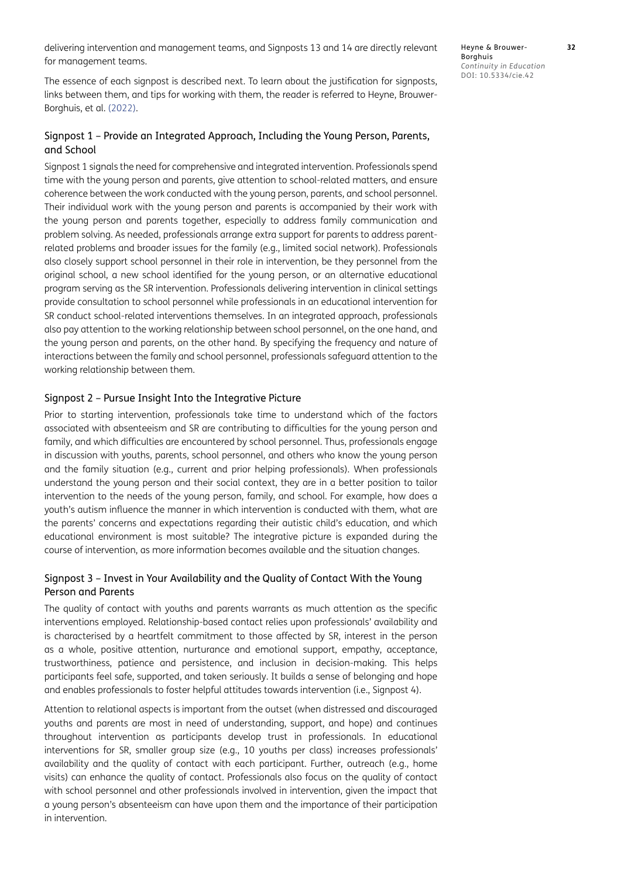delivering intervention and management teams, and Signposts 13 and 14 are directly relevant for management teams.

The essence of each signpost is described next. To learn about the justification for signposts, links between them, and tips for working with them, the reader is referred to Heyne, Brouwer-Borghuis, et al. (2022).

### Signpost 1 – Provide an Integrated Approach, Including the Young Person, Parents, and School

Signpost 1 signals the need for comprehensive and integrated intervention. Professionals spend time with the young person and parents, give attention to school-related matters, and ensure coherence between the work conducted with the young person, parents, and school personnel. Their individual work with the young person and parents is accompanied by their work with the young person and parents together, especially to address family communication and problem solving. As needed, professionals arrange extra support for parents to address parent-related problems and broader issues for the family (e.g., limited social network). Professionals also closely support school personnel in their role in intervention, be they personnel from the original school, a new school identified for the young person, or an alternative educational program serving as the SR intervention. Professionals delivering intervention in clinical settings provide consultation to school personnel while professionals in an educational intervention for SR conduct school-related interventions themselves. In an integrated approach, professionals also pay attention to the working relationship between school personnel, on the one hand, and the young person and parents, on the other hand. By specifying the frequency and nature of interactions between the family and school personnel, professionals safeguard attention to the working relationship between them.

### Signpost 2 – Pursue Insight Into the Integrative Picture

Prior to starting intervention, professionals take time to understand which of the factors associated with absenteeism and SR are contributing to difficulties for the young person and family, and which difficulties are encountered by school personnel. Thus, professionals engage in discussion with youths, parents, school personnel, and others who know the young person and the family situation (e.g., current and prior helping professionals). When professionals understand the young person and their social context, they are in a better position to tailor intervention to the needs of the young person, family, and school. For example, how does a youth's autism influence the manner in which intervention is conducted with them, what are the parents' concerns and expectations regarding their autistic child's education, and which educational environment is most suitable? The integrative picture is expanded during the course of intervention, as more information becomes available and the situation changes.

### Signpost 3 – Invest in Your Availability and the Quality of Contact With the Young Person and Parents

The quality of contact with youths and parents warrants as much attention as the specific interventions employed. Relationship-based contact relies upon professionals' availability and is characterised by a heartfelt commitment to those affected by SR, interest in the person as a whole, positive attention, nurturance and emotional support, empathy, acceptance, trustworthiness, patience and persistence, and inclusion in decision-making. This helps participants feel safe, supported, and taken seriously. It builds a sense of belonging and hope and enables professionals to foster helpful attitudes towards intervention (i.e., Signpost 4).

Attention to relational aspects is important from the outset (when distressed and discouraged youths and parents are most in need of understanding, support, and hope) and continues throughout intervention as participants develop trust in professionals. In educational interventions for SR, smaller group size (e.g., 10 youths per class) increases professionals' availability and the quality of contact with each participant. Further, outreach (e.g., home visits) can enhance the quality of contact. Professionals also focus on the quality of contact with school personnel and other professionals involved in intervention, given the impact that a young person's absenteeism can have upon them and the importance of their participation in intervention.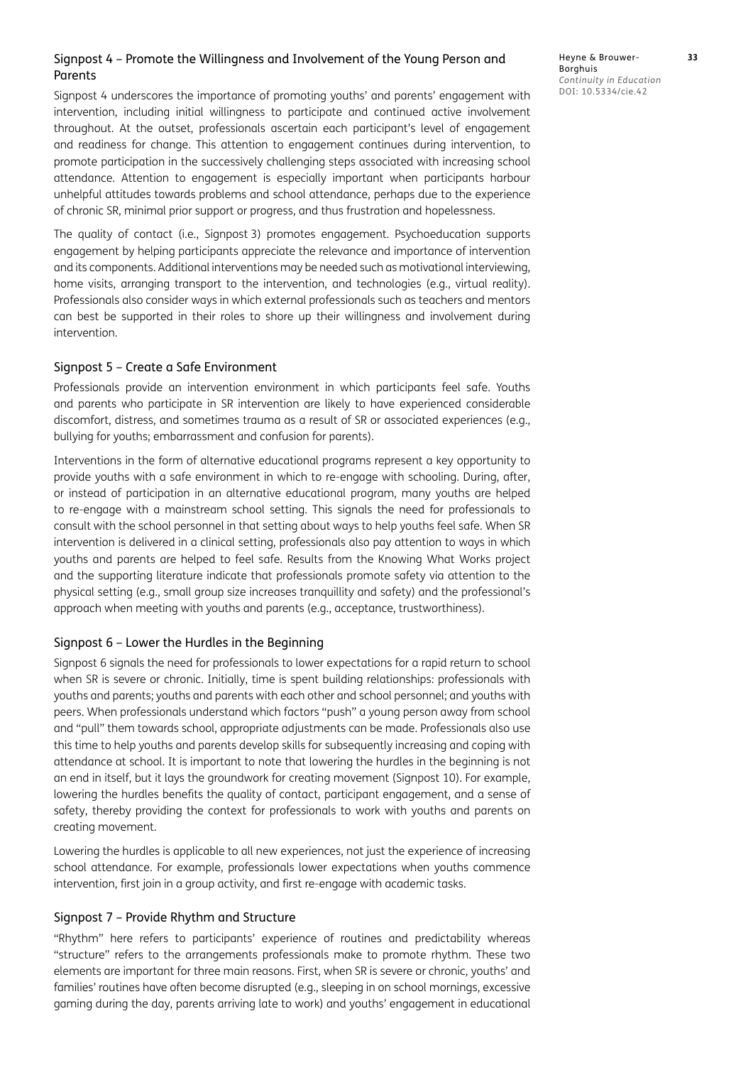### Signpost 4 – Promote the Willingness and Involvement of the Young Person and Parents

Signpost 4 underscores the importance of promoting youths' and parents' engagement with intervention, including initial willingness to participate and continued active involvement throughout. At the outset, professionals ascertain each participant's level of engagement and readiness for change. This attention to engagement continues during intervention, to promote participation in the successively challenging steps associated with increasing school attendance. Attention to engagement is especially important when participants harbour unhelpful attitudes towards problems and school attendance, perhaps due to the experience of chronic SR, minimal prior support or progress, and thus frustration and hopelessness.

The quality of contact (i.e., Signpost 3) promotes engagement. Psychoeducation supports engagement by helping participants appreciate the relevance and importance of intervention and its components. Additional interventions may be needed such as motivational interviewing, home visits, arranging transport to the intervention, and technologies (e.g., virtual reality). Professionals also consider ways in which external professionals such as teachers and mentors can best be supported in their roles to shore up their willingness and involvement during intervention.

### Signpost 5 – Create a Safe Environment

Professionals provide an intervention environment in which participants feel safe. Youths and parents who participate in SR intervention are likely to have experienced considerable discomfort, distress, and sometimes trauma as a result of SR or associated experiences (e.g., bullying for youths; embarrassment and confusion for parents).

Interventions in the form of alternative educational programs represent a key opportunity to provide youths with a safe environment in which to re-engage with schooling. During, after, or instead of participation in an alternative educational program, many youths are helped to re-engage with a mainstream school setting. This signals the need for professionals to consult with the school personnel in that setting about ways to help youths feel safe. When SR intervention is delivered in a clinical setting, professionals also pay attention to ways in which youths and parents are helped to feel safe. Results from the Knowing What Works project and the supporting literature indicate that professionals promote safety via attention to the physical setting (e.g., small group size increases tranquillity and safety) and the professional's approach when meeting with youths and parents (e.g., acceptance, trustworthiness).

### Signpost 6 – Lower the Hurdles in the Beginning

Signpost 6 signals the need for professionals to lower expectations for a rapid return to school when SR is severe or chronic. Initially, time is spent building relationships: professionals with youths and parents; youths and parents with each other and school personnel; and youths with peers. When professionals understand which factors "push" a young person away from school and "pull" them towards school, appropriate adjustments can be made. Professionals also use this time to help youths and parents develop skills for subsequently increasing and coping with attendance at school. It is important to note that lowering the hurdles in the beginning is not an end in itself, but it lays the groundwork for creating movement (Signpost 10). For example, lowering the hurdles benefits the quality of contact, participant engagement, and a sense of safety, thereby providing the context for professionals to work with youths and parents on creating movement.

Lowering the hurdles is applicable to all new experiences, not just the experience of increasing school attendance. For example, professionals lower expectations when youths commence intervention, first join in a group activity, and first re-engage with academic tasks.

### Signpost 7 – Provide Rhythm and Structure

"Rhythm" here refers to participants' experience of routines and predictability whereas "structure" refers to the arrangements professionals make to promote rhythm. These two elements are important for three main reasons. First, when SR is severe or chronic, youths' and families' routines have often become disrupted (e.g., sleeping in on school mornings, excessive gaming during the day, parents arriving late to work) and youths' engagement in educational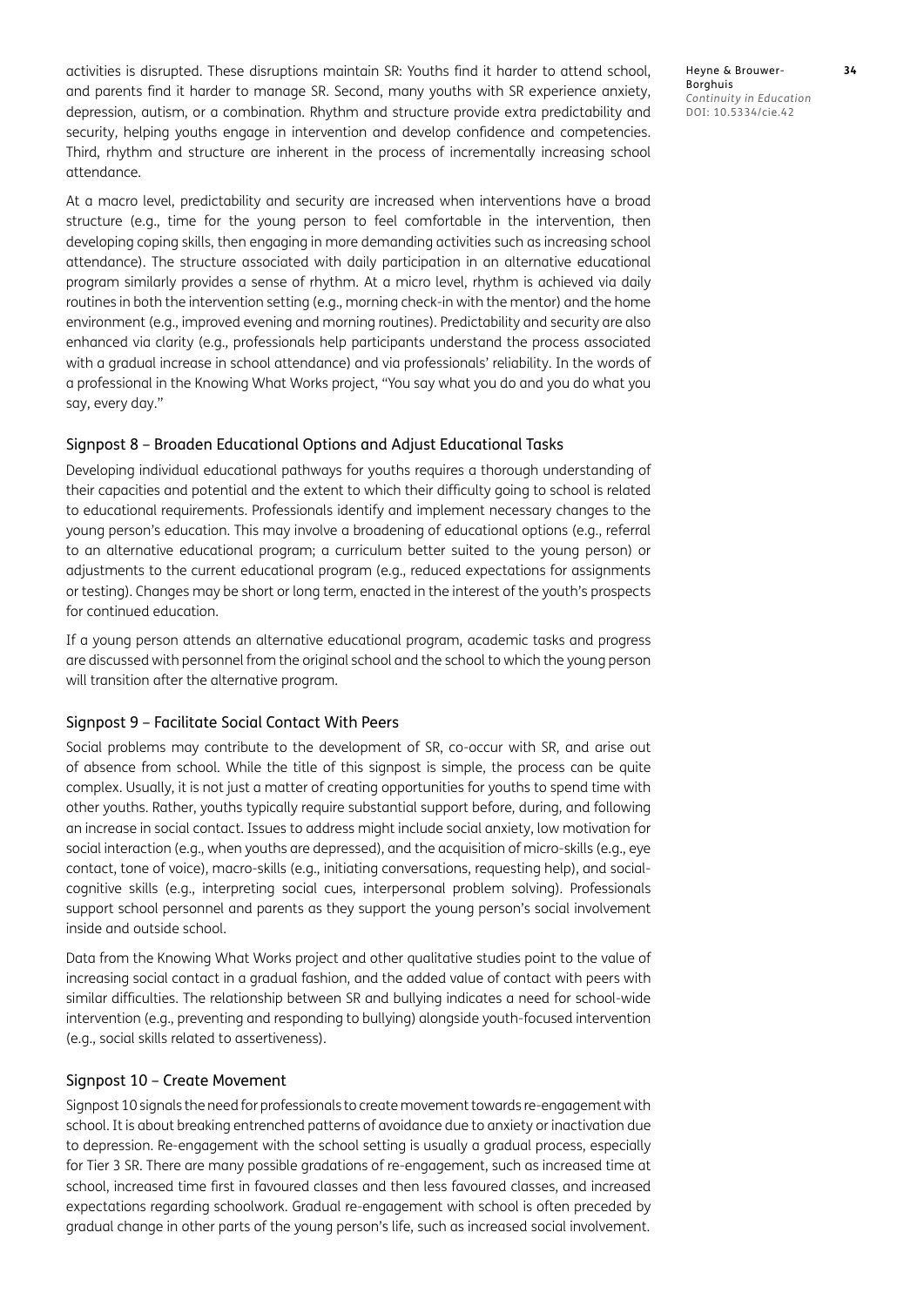activities is disrupted. These disruptions maintain SR: Youths find it harder to attend school, and parents find it harder to manage SR. Second, many youths with SR experience anxiety, depression, autism, or a combination. Rhythm and structure provide extra predictability and security, helping youths engage in intervention and develop confidence and competencies. Third, rhythm and structure are inherent in the process of incrementally increasing school attendance.

At a macro level, predictability and security are increased when interventions have a broad structure (e.g., time for the young person to feel comfortable in the intervention, then developing coping skills, then engaging in more demanding activities such as increasing school attendance). The structure associated with daily participation in an alternative educational program similarly provides a sense of rhythm. At a micro level, rhythm is achieved via daily routines in both the intervention setting (e.g., morning check-in with the mentor) and the home environment (e.g., improved evening and morning routines). Predictability and security are also enhanced via clarity (e.g., professionals help participants understand the process associated with a gradual increase in school attendance) and via professionals' reliability. In the words of a professional in the Knowing What Works project, "You say what you do and you do what you say, every day."

### Signpost 8 – Broaden Educational Options and Adjust Educational Tasks

Developing individual educational pathways for youths requires a thorough understanding of their capacities and potential and the extent to which their difficulty going to school is related to educational requirements. Professionals identify and implement necessary changes to the young person's education. This may involve a broadening of educational options (e.g., referral to an alternative educational program; a curriculum better suited to the young person) or adjustments to the current educational program (e.g., reduced expectations for assignments or testing). Changes may be short or long term, enacted in the interest of the youth's prospects for continued education.

If a young person attends an alternative educational program, academic tasks and progress are discussed with personnel from the original school and the school to which the young person will transition after the alternative program.

### Signpost 9 – Facilitate Social Contact With Peers

Social problems may contribute to the development of SR, co-occur with SR, and arise out of absence from school. While the title of this signpost is simple, the process can be quite complex. Usually, it is not just a matter of creating opportunities for youths to spend time with other youths. Rather, youths typically require substantial support before, during, and following an increase in social contact. Issues to address might include social anxiety, low motivation for social interaction (e.g., when youths are depressed), and the acquisition of micro-skills (e.g., eye contact, tone of voice), macro-skills (e.g., initiating conversations, requesting help), and social-cognitive skills (e.g., interpreting social cues, interpersonal problem solving). Professionals support school personnel and parents as they support the young person's social involvement inside and outside school.

Data from the Knowing What Works project and other qualitative studies point to the value of increasing social contact in a gradual fashion, and the added value of contact with peers with similar difficulties. The relationship between SR and bullying indicates a need for school-wide intervention (e.g., preventing and responding to bullying) alongside youth-focused intervention (e.g., social skills related to assertiveness).

### Signpost 10 – Create Movement

Signpost 10 signals the need for professionals to create movement towards re-engagement with school. It is about breaking entrenched patterns of avoidance due to anxiety or inactivation due to depression. Re-engagement with the school setting is usually a gradual process, especially for Tier 3 SR. There are many possible gradations of re-engagement, such as increased time at school, increased time first in favoured classes and then less favoured classes, and increased expectations regarding schoolwork. Gradual re-engagement with school is often preceded by gradual change in other parts of the young person's life, such as increased social involvement.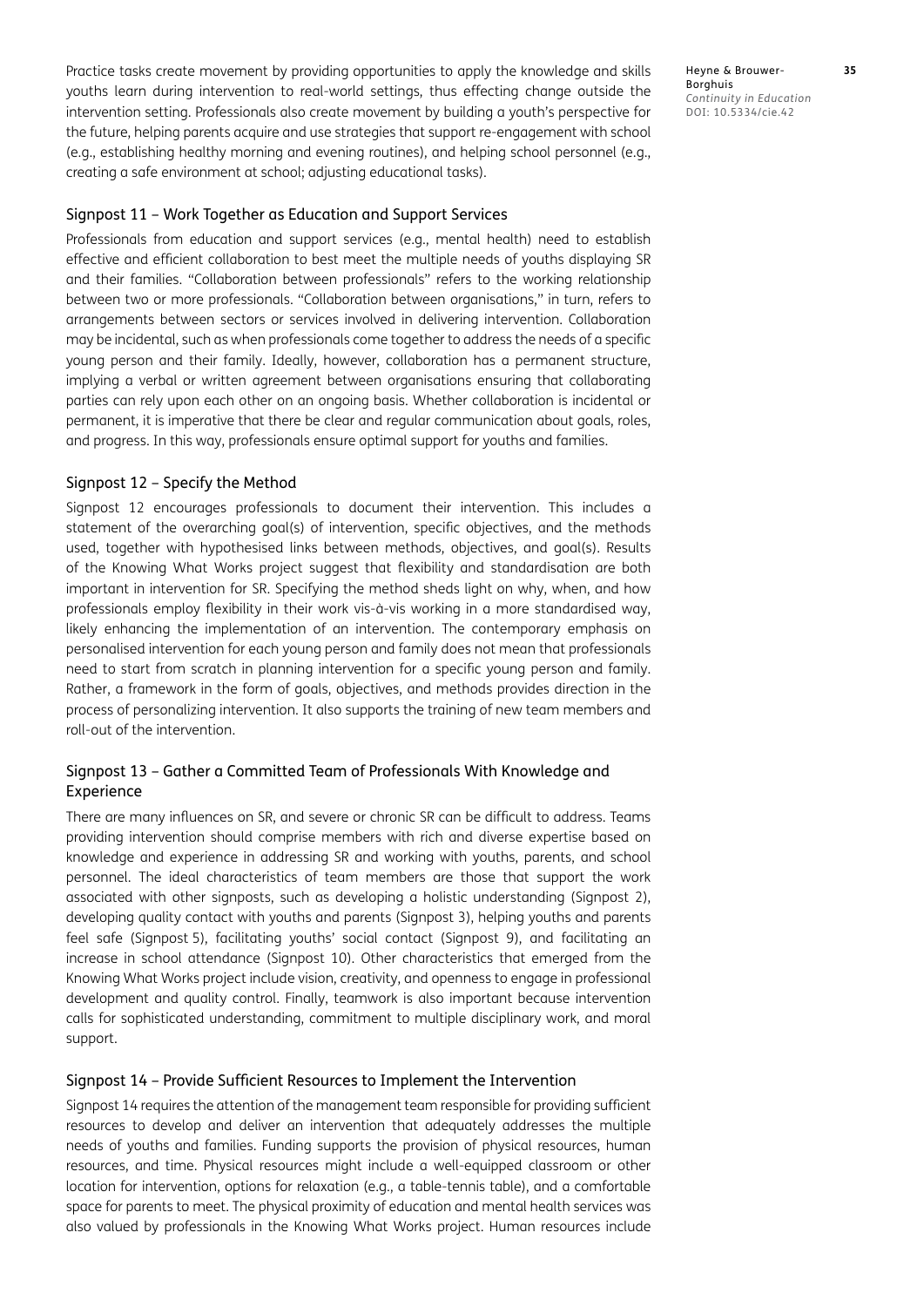Practice tasks create movement by providing opportunities to apply the knowledge and skills youths learn during intervention to real-world settings, thus effecting change outside the intervention setting. Professionals also create movement by building a youth's perspective for the future, helping parents acquire and use strategies that support re-engagement with school (e.g., establishing healthy morning and evening routines), and helping school personnel (e.g., creating a safe environment at school; adjusting educational tasks).

### Signpost 11 – Work Together as Education and Support Services

Professionals from education and support services (e.g., mental health) need to establish effective and efficient collaboration to best meet the multiple needs of youths displaying SR and their families. "Collaboration between professionals" refers to the working relationship between two or more professionals. "Collaboration between organisations," in turn, refers to arrangements between sectors or services involved in delivering intervention. Collaboration may be incidental, such as when professionals come together to address the needs of a specific young person and their family. Ideally, however, collaboration has a permanent structure, implying a verbal or written agreement between organisations ensuring that collaborating parties can rely upon each other on an ongoing basis. Whether collaboration is incidental or permanent, it is imperative that there be clear and regular communication about goals, roles, and progress. In this way, professionals ensure optimal support for youths and families.

### Signpost 12 – Specify the Method

Signpost 12 encourages professionals to document their intervention. This includes a statement of the overarching goal(s) of intervention, specific objectives, and the methods used, together with hypothesised links between methods, objectives, and goal(s). Results of the Knowing What Works project suggest that flexibility and standardisation are both important in intervention for SR. Specifying the method sheds light on why, when, and how professionals employ flexibility in their work vis-à-vis working in a more standardised way, likely enhancing the implementation of an intervention. The contemporary emphasis on personalised intervention for each young person and family does not mean that professionals need to start from scratch in planning intervention for a specific young person and family. Rather, a framework in the form of goals, objectives, and methods provides direction in the process of personalizing intervention. It also supports the training of new team members and roll-out of the intervention.

### Signpost 13 – Gather a Committed Team of Professionals With Knowledge and Experience

There are many influences on SR, and severe or chronic SR can be difficult to address. Teams providing intervention should comprise members with rich and diverse expertise based on knowledge and experience in addressing SR and working with youths, parents, and school personnel. The ideal characteristics of team members are those that support the work associated with other signposts, such as developing a holistic understanding (Signpost 2), developing quality contact with youths and parents (Signpost 3), helping youths and parents feel safe (Signpost 5), facilitating youths' social contact (Signpost 9), and facilitating an increase in school attendance (Signpost 10). Other characteristics that emerged from the Knowing What Works project include vision, creativity, and openness to engage in professional development and quality control. Finally, teamwork is also important because intervention calls for sophisticated understanding, commitment to multiple disciplinary work, and moral support.

### Signpost 14 – Provide Sufficient Resources to Implement the Intervention

Signpost 14 requires the attention of the management team responsible for providing sufficient resources to develop and deliver an intervention that adequately addresses the multiple needs of youths and families. Funding supports the provision of physical resources, human resources, and time. Physical resources might include a well-equipped classroom or other location for intervention, options for relaxation (e.g., a table-tennis table), and a comfortable space for parents to meet. The physical proximity of education and mental health services was also valued by professionals in the Knowing What Works project. Human resources include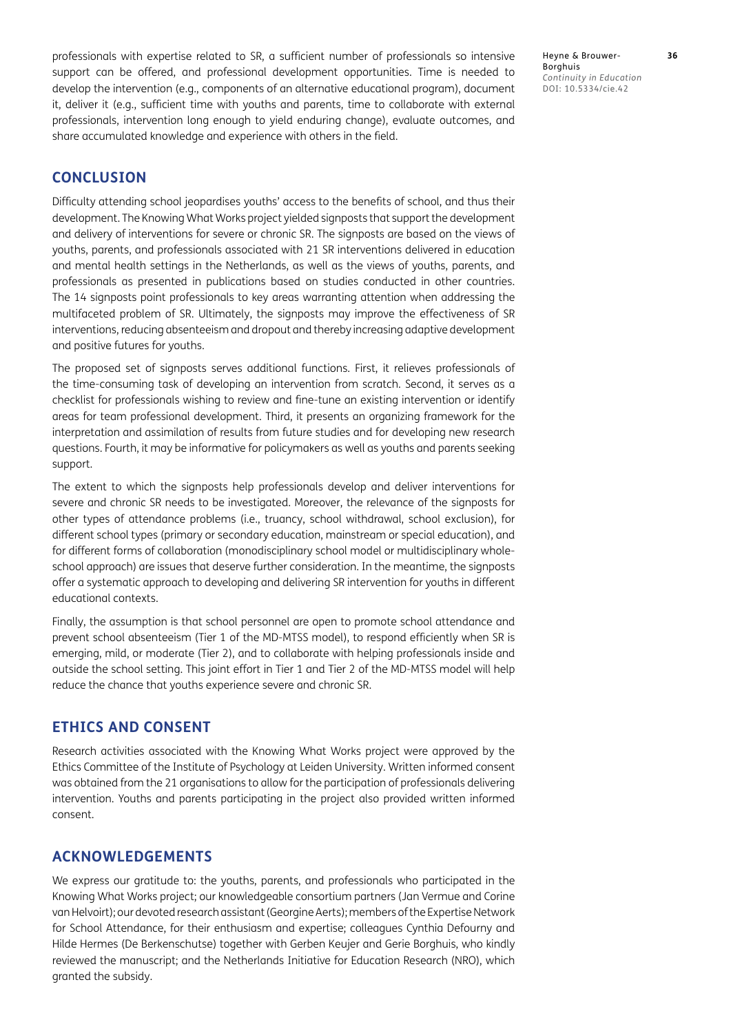professionals with expertise related to SR, a sufficient number of professionals so intensive support can be offered, and professional development opportunities. Time is needed to develop the intervention (e.g., components of an alternative educational program), document it, deliver it (e.g., sufficient time with youths and parents, time to collaborate with external professionals, intervention long enough to yield enduring change), evaluate outcomes, and share accumulated knowledge and experience with others in the field.

## CONCLUSION

Difficulty attending school jeopardises youths' access to the benefits of school, and thus their development. The Knowing What Works project yielded signposts that support the development and delivery of interventions for severe or chronic SR. The signposts are based on the views of youths, parents, and professionals associated with 21 SR interventions delivered in education and mental health settings in the Netherlands, as well as the views of youths, parents, and professionals as presented in publications based on studies conducted in other countries. The 14 signposts point professionals to key areas warranting attention when addressing the multifaceted problem of SR. Ultimately, the signposts may improve the effectiveness of SR interventions, reducing absenteeism and dropout and thereby increasing adaptive development and positive futures for youths.

The proposed set of signposts serves additional functions. First, it relieves professionals of the time-consuming task of developing an intervention from scratch. Second, it serves as a checklist for professionals wishing to review and fine-tune an existing intervention or identify areas for team professional development. Third, it presents an organizing framework for the interpretation and assimilation of results from future studies and for developing new research questions. Fourth, it may be informative for policymakers as well as youths and parents seeking support.

The extent to which the signposts help professionals develop and deliver interventions for severe and chronic SR needs to be investigated. Moreover, the relevance of the signposts for other types of attendance problems (i.e., truancy, school withdrawal, school exclusion), for different school types (primary or secondary education, mainstream or special education), and for different forms of collaboration (monodisciplinary school model or multidisciplinary whole-school approach) are issues that deserve further consideration. In the meantime, the signposts offer a systematic approach to developing and delivering SR intervention for youths in different educational contexts.

Finally, the assumption is that school personnel are open to promote school attendance and prevent school absenteeism (Tier 1 of the MD-MTSS model), to respond efficiently when SR is emerging, mild, or moderate (Tier 2), and to collaborate with helping professionals inside and outside the school setting. This joint effort in Tier 1 and Tier 2 of the MD-MTSS model will help reduce the chance that youths experience severe and chronic SR.

## ETHICS AND CONSENT

Research activities associated with the Knowing What Works project were approved by the Ethics Committee of the Institute of Psychology at Leiden University. Written informed consent was obtained from the 21 organisations to allow for the participation of professionals delivering intervention. Youths and parents participating in the project also provided written informed consent.

## ACKNOWLEDGEMENTS

We express our gratitude to: the youths, parents, and professionals who participated in the Knowing What Works project; our knowledgeable consortium partners (Jan Vermue and Corine van Helvoirt); our devoted research assistant (Georgine Aerts); members of the Expertise Network for School Attendance, for their enthusiasm and expertise; colleagues Cynthia Defourny and Hilde Hermes (De Berkenschutse) together with Gerben Keujer and Gerie Borghuis, who kindly reviewed the manuscript; and the Netherlands Initiative for Education Research (NRO), which granted the subsidy.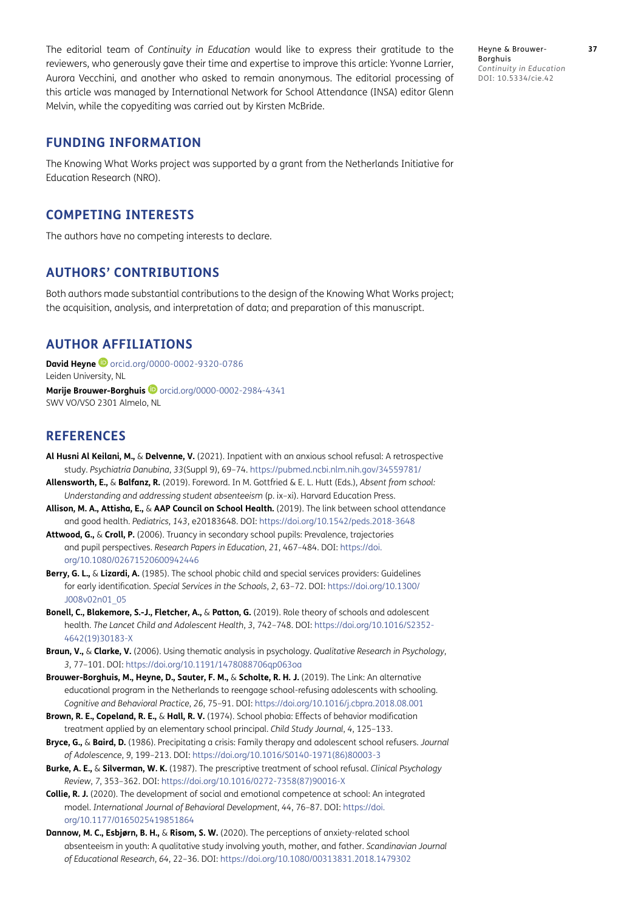The editorial team of *Continuity in Education* would like to express their gratitude to the reviewers, who generously gave their time and expertise to improve this article: Yvonne Larrier, Aurora Vecchini, and another who asked to remain anonymous. The editorial processing of this article was managed by International Network for School Attendance (INSA) editor Glenn Melvin, while the copyediting was carried out by Kirsten McBride.

## FUNDING INFORMATION

The Knowing What Works project was supported by a grant from the Netherlands Initiative for Education Research (NRO).

## COMPETING INTERESTS

The authors have no competing interests to declare.

## AUTHORS' CONTRIBUTIONS

Both authors made substantial contributions to the design of the Knowing What Works project; the acquisition, analysis, and interpretation of data; and preparation of this manuscript.

## AUTHOR AFFILIATIONS

**David Heyne** orcid.org/0000-0002-9320-0786
Leiden University, NL

**Marije Brouwer-Borghuis** orcid.org/0000-0002-2984-4341
SWV VO/VSO 2301 Almelo, NL

## REFERENCES

**Al Husni Al Keilani, M.,** & **Delvenne, V.** (2021). Inpatient with an anxious school refusal: A retrospective study. *Psychiatria Danubina*, *33*(Suppl 9), 69–74. https://pubmed.ncbi.nlm.nih.gov/34559781/

**Allensworth, E.,** & **Balfanz, R.** (2019). Foreword. In M. Gottfried & E. L. Hutt (Eds.), *Absent from school: Understanding and addressing student absenteeism* (p. ix–xi). Harvard Education Press.

**Allison, M. A., Attisha, E.,** & **AAP Council on School Health.** (2019). The link between school attendance and good health. *Pediatrics*, *143*, e20183648. DOI: https://doi.org/10.1542/peds.2018-3648

**Attwood, G.,** & **Croll, P.** (2006). Truancy in secondary school pupils: Prevalence, trajectories and pupil perspectives. *Research Papers in Education*, *21*, 467–484. DOI: https://doi.org/10.1080/02671520600942446

**Berry, G. L.,** & **Lizardi, A.** (1985). The school phobic child and special services providers: Guidelines for early identification. *Special Services in the Schools*, *2*, 63–72. DOI: https://doi.org/10.1300/J008v02n01_05

**Bonell, C., Blakemore, S.-J., Fletcher, A.,** & **Patton, G.** (2019). Role theory of schools and adolescent health. *The Lancet Child and Adolescent Health*, *3*, 742–748. DOI: https://doi.org/10.1016/S2352-4642(19)30183-X

**Braun, V.,** & **Clarke, V.** (2006). Using thematic analysis in psychology. *Qualitative Research in Psychology*, *3*, 77–101. DOI: https://doi.org/10.1191/1478088706qp063oa

**Brouwer-Borghuis, M., Heyne, D., Sauter, F. M.,** & **Scholte, R. H. J.** (2019). The Link: An alternative educational program in the Netherlands to reengage school-refusing adolescents with schooling. *Cognitive and Behavioral Practice*, *26*, 75–91. DOI: https://doi.org/10.1016/j.cbpra.2018.08.001

**Brown, R. E., Copeland, R. E.,** & **Hall, R. V.** (1974). School phobia: Effects of behavior modification treatment applied by an elementary school principal. *Child Study Journal*, *4*, 125–133.

**Bryce, G.,** & **Baird, D.** (1986). Precipitating a crisis: Family therapy and adolescent school refusers. *Journal of Adolescence*, *9*, 199–213. DOI: https://doi.org/10.1016/S0140-1971(86)80003-3

**Burke, A. E.,** & **Silverman, W. K.** (1987). The prescriptive treatment of school refusal. *Clinical Psychology Review*, *7*, 353–362. DOI: https://doi.org/10.1016/0272-7358(87)90016-X

**Collie, R. J.** (2020). The development of social and emotional competence at school: An integrated model. *International Journal of Behavioral Development*, *44*, 76–87. DOI: https://doi.org/10.1177/0165025419851864

**Dannow, M. C., Esbjørn, B. H.,** & **Risom, S. W.** (2020). The perceptions of anxiety-related school absenteeism in youth: A qualitative study involving youth, mother, and father. *Scandinavian Journal of Educational Research*, *64*, 22–36. DOI: https://doi.org/10.1080/00313831.2018.1479302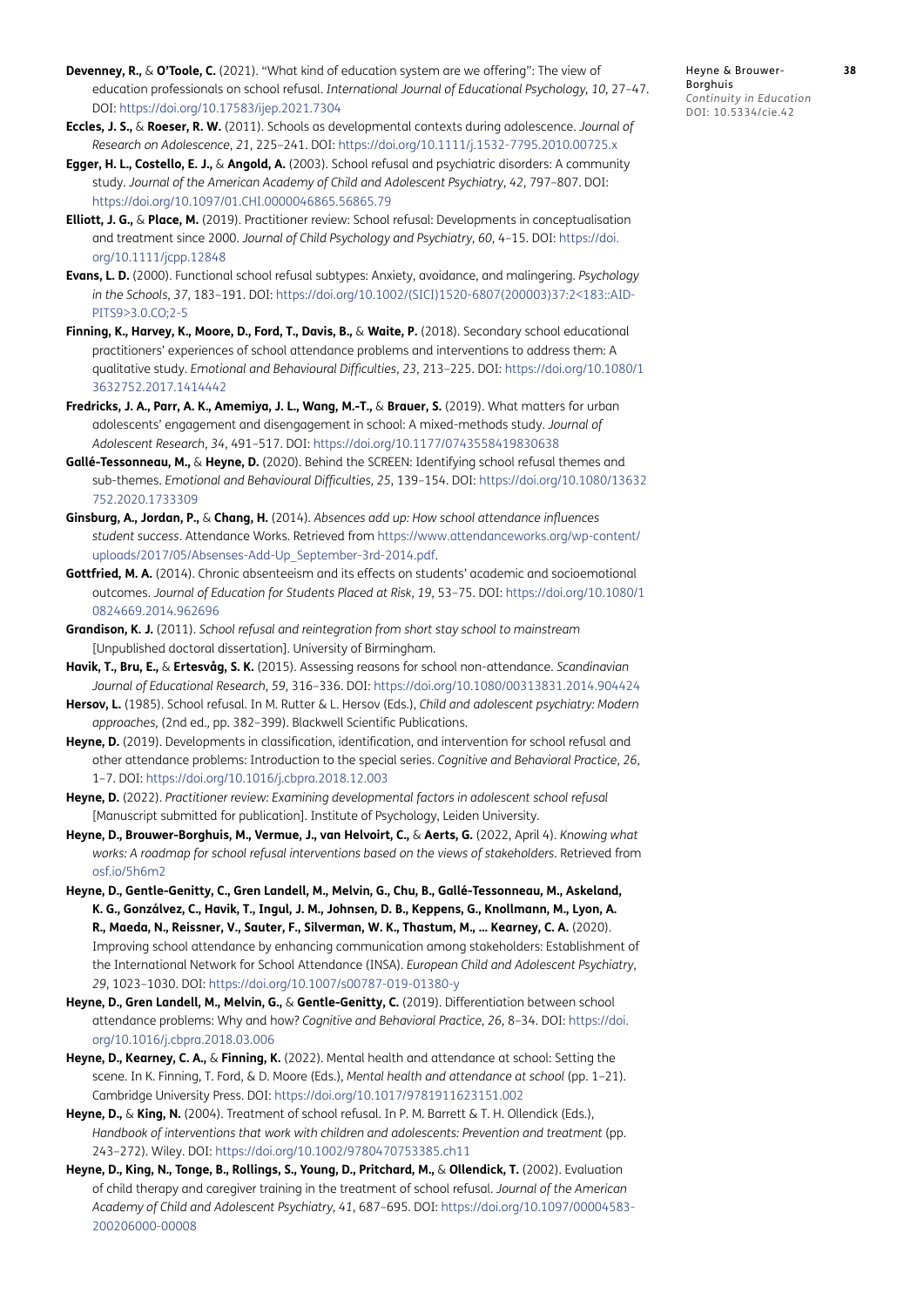**Devenney, R.,** & **O'Toole, C.** (2021). "What kind of education system are we offering": The view of education professionals on school refusal. *International Journal of Educational Psychology, 10,* 27–47. DOI: https://doi.org/10.17583/ijep.2021.7304

**Eccles, J. S.,** & **Roeser, R. W.** (2011). Schools as developmental contexts during adolescence. *Journal of Research on Adolescence*, *21*, 225–241. DOI: https://doi.org/10.1111/j.1532-7795.2010.00725.x

**Egger, H. L., Costello, E. J.,** & **Angold, A.** (2003). School refusal and psychiatric disorders: A community study. *Journal of the American Academy of Child and Adolescent Psychiatry*, *42*, 797–807. DOI: https://doi.org/10.1097/01.CHI.0000046865.56865.79

**Elliott, J. G.,** & **Place, M.** (2019). Practitioner review: School refusal: Developments in conceptualisation and treatment since 2000. *Journal of Child Psychology and Psychiatry*, *60*, 4–15. DOI: https://doi.org/10.1111/jcpp.12848

**Evans, L. D.** (2000). Functional school refusal subtypes: Anxiety, avoidance, and malingering. *Psychology in the Schools*, *37*, 183–191. DOI: https://doi.org/10.1002/(SICI)1520-6807(200003)37:2<183::AID-PITS9>3.0.CO;2-5

**Finning, K., Harvey, K., Moore, D., Ford, T., Davis, B.,** & **Waite, P.** (2018). Secondary school educational practitioners' experiences of school attendance problems and interventions to address them: A qualitative study. *Emotional and Behavioural Difficulties*, *23*, 213–225. DOI: https://doi.org/10.1080/13632752.2017.1414442

**Fredricks, J. A., Parr, A. K., Amemiya, J. L., Wang, M.-T.,** & **Brauer, S.** (2019). What matters for urban adolescents' engagement and disengagement in school: A mixed-methods study. *Journal of Adolescent Research*, *34*, 491–517. DOI: https://doi.org/10.1177/0743558419830638

**Gallé-Tessonneau, M.,** & **Heyne, D.** (2020). Behind the SCREEN: Identifying school refusal themes and sub-themes. *Emotional and Behavioural Difficulties*, *25*, 139–154. DOI: https://doi.org/10.1080/13632752.2020.1733309

**Ginsburg, A., Jordan, P.,** & **Chang, H.** (2014). *Absences add up: How school attendance influences student success*. Attendance Works. Retrieved from https://www.attendanceworks.org/wp-content/uploads/2017/05/Absenses-Add-Up_September-3rd-2014.pdf.

**Gottfried, M. A.** (2014). Chronic absenteeism and its effects on students' academic and socioemotional outcomes. *Journal of Education for Students Placed at Risk*, *19*, 53–75. DOI: https://doi.org/10.1080/10824669.2014.962696

**Grandison, K. J.** (2011). *School refusal and reintegration from short stay school to mainstream* [Unpublished doctoral dissertation]. University of Birmingham.

**Havik, T., Bru, E.,** & **Ertesvåg, S. K.** (2015). Assessing reasons for school non-attendance. *Scandinavian Journal of Educational Research*, *59*, 316–336. DOI: https://doi.org/10.1080/00313831.2014.904424

**Hersov, L.** (1985). School refusal. In M. Rutter & L. Hersov (Eds.), *Child and adolescent psychiatry: Modern approaches,* (2nd ed., pp. 382–399). Blackwell Scientific Publications.

**Heyne, D.** (2019). Developments in classification, identification, and intervention for school refusal and other attendance problems: Introduction to the special series. *Cognitive and Behavioral Practice*, *26*, 1–7. DOI: https://doi.org/10.1016/j.cbpra.2018.12.003

**Heyne, D.** (2022). *Practitioner review: Examining developmental factors in adolescent school refusal* [Manuscript submitted for publication]. Institute of Psychology, Leiden University.

**Heyne, D., Brouwer-Borghuis, M., Vermue, J., van Helvoirt, C.,** & **Aerts, G.** (2022, April 4). *Knowing what works: A roadmap for school refusal interventions based on the views of stakeholders*. Retrieved from osf.io/5h6m2

**Heyne, D., Gentle-Genitty, C., Gren Landell, M., Melvin, G., Chu, B., Gallé-Tessonneau, M., Askeland, K. G., Gonzálvez, C., Havik, T., Ingul, J. M., Johnsen, D. B., Keppens, G., Knollmann, M., Lyon, A. R., Maeda, N., Reissner, V., Sauter, F., Silverman, W. K., Thastum, M., … Kearney, C. A.** (2020). Improving school attendance by enhancing communication among stakeholders: Establishment of the International Network for School Attendance (INSA). *European Child and Adolescent Psychiatry*, *29*, 1023–1030. DOI: https://doi.org/10.1007/s00787-019-01380-y

**Heyne, D., Gren Landell, M., Melvin, G.,** & **Gentle-Genitty, C.** (2019). Differentiation between school attendance problems: Why and how? *Cognitive and Behavioral Practice*, *26*, 8–34. DOI: https://doi.org/10.1016/j.cbpra.2018.03.006

**Heyne, D., Kearney, C. A.,** & **Finning, K.** (2022). Mental health and attendance at school: Setting the scene. In K. Finning, T. Ford, & D. Moore (Eds.), *Mental health and attendance at school* (pp. 1–21). Cambridge University Press. DOI: https://doi.org/10.1017/9781911623151.002

**Heyne, D.,** & **King, N.** (2004). Treatment of school refusal. In P. M. Barrett & T. H. Ollendick (Eds.), *Handbook of interventions that work with children and adolescents: Prevention and treatment* (pp. 243–272). Wiley. DOI: https://doi.org/10.1002/9780470753385.ch11

**Heyne, D., King, N., Tonge, B., Rollings, S., Young, D., Pritchard, M.,** & **Ollendick, T.** (2002). Evaluation of child therapy and caregiver training in the treatment of school refusal. *Journal of the American Academy of Child and Adolescent Psychiatry*, *41*, 687–695. DOI: https://doi.org/10.1097/00004583-200206000-00008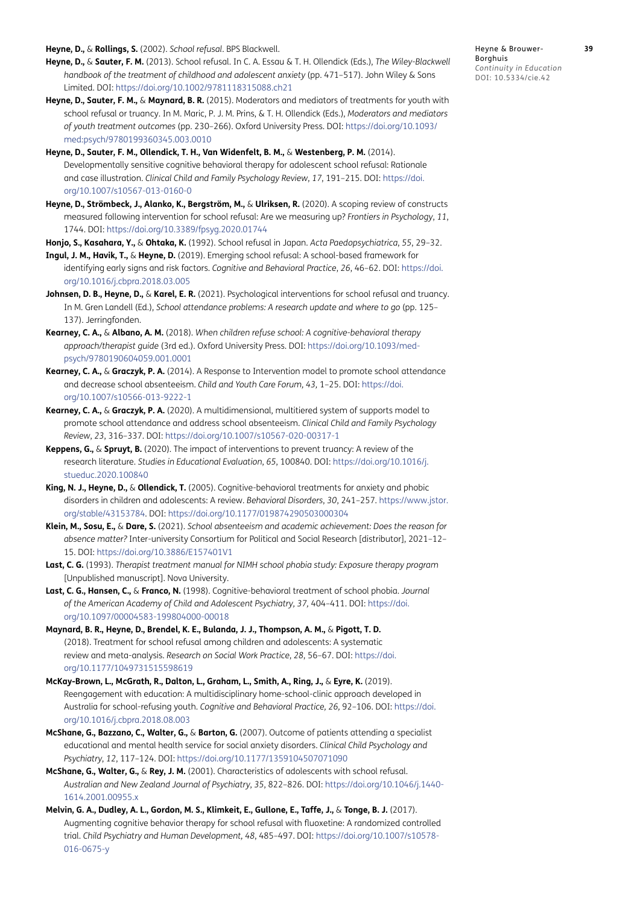**Heyne, D.,** & **Rollings, S.** (2002). *School refusal*. BPS Blackwell.

**Heyne, D.,** & **Sauter, F. M.** (2013). School refusal. In C. A. Essau & T. H. Ollendick (Eds.), *The Wiley-Blackwell handbook of the treatment of childhood and adolescent anxiety* (pp. 471–517). John Wiley & Sons Limited. DOI: https://doi.org/10.1002/9781118315088.ch21

**Heyne, D., Sauter, F. M.,** & **Maynard, B. R.** (2015). Moderators and mediators of treatments for youth with school refusal or truancy. In M. Maric, P. J. M. Prins, & T. H. Ollendick (Eds.), *Moderators and mediators of youth treatment outcomes* (pp. 230–266). Oxford University Press. DOI: https://doi.org/10.1093/med:psych/9780199360345.003.0010

**Heyne, D., Sauter, F. M., Ollendick, T. H., Van Widenfelt, B. M.,** & **Westenberg, P. M.** (2014). Developmentally sensitive cognitive behavioral therapy for adolescent school refusal: Rationale and case illustration. *Clinical Child and Family Psychology Review*, *17*, 191–215. DOI: https://doi.org/10.1007/s10567-013-0160-0

**Heyne, D., Strömbeck, J., Alanko, K., Bergström, M.,** & **Ulriksen, R.** (2020). A scoping review of constructs measured following intervention for school refusal: Are we measuring up? *Frontiers in Psychology*, *11*, 1744. DOI: https://doi.org/10.3389/fpsyg.2020.01744

**Honjo, S., Kasahara, Y.,** & **Ohtaka, K.** (1992). School refusal in Japan. *Acta Paedopsychiatrica*, *55*, 29–32.

**Ingul, J. M., Havik, T.,** & **Heyne, D.** (2019). Emerging school refusal: A school-based framework for identifying early signs and risk factors. *Cognitive and Behavioral Practice*, *26*, 46–62. DOI: https://doi.org/10.1016/j.cbpra.2018.03.005

**Johnsen, D. B., Heyne, D.,** & **Karel, E. R.** (2021). Psychological interventions for school refusal and truancy. In M. Gren Landell (Ed.), *School attendance problems: A research update and where to go* (pp. 125–137). Jerringfonden.

**Kearney, C. A.,** & **Albano, A. M.** (2018). *When children refuse school: A cognitive-behavioral therapy approach/therapist guide* (3rd ed.). Oxford University Press. DOI: https://doi.org/10.1093/med-psych/9780190604059.001.0001

**Kearney, C. A.,** & **Graczyk, P. A.** (2014). A Response to Intervention model to promote school attendance and decrease school absenteeism. *Child and Youth Care Forum*, *43*, 1–25. DOI: https://doi.org/10.1007/s10566-013-9222-1

**Kearney, C. A.,** & **Graczyk, P. A.** (2020). A multidimensional, multitiered system of supports model to promote school attendance and address school absenteeism. *Clinical Child and Family Psychology Review*, *23*, 316–337. DOI: https://doi.org/10.1007/s10567-020-00317-1

**Keppens, G.,** & **Spruyt, B.** (2020). The impact of interventions to prevent truancy: A review of the research literature. *Studies in Educational Evaluation*, *65*, 100840. DOI: https://doi.org/10.1016/j.stueduc.2020.100840

**King, N. J., Heyne, D.,** & **Ollendick, T.** (2005). Cognitive-behavioral treatments for anxiety and phobic disorders in children and adolescents: A review. *Behavioral Disorders*, *30*, 241–257. https://www.jstor.org/stable/43153784. DOI: https://doi.org/10.1177/019874290503000304

**Klein, M., Sosu, E.,** & **Dare, S.** (2021). *School absenteeism and academic achievement: Does the reason for absence matter?* Inter-university Consortium for Political and Social Research [distributor], 2021–12–15. DOI: https://doi.org/10.3886/E157401V1

**Last, C. G.** (1993). *Therapist treatment manual for NIMH school phobia study: Exposure therapy program* [Unpublished manuscript]. Nova University.

**Last, C. G., Hansen, C.,** & **Franco, N.** (1998). Cognitive-behavioral treatment of school phobia. *Journal of the American Academy of Child and Adolescent Psychiatry*, *37*, 404–411. DOI: https://doi.org/10.1097/00004583-199804000-00018

**Maynard, B. R., Heyne, D., Brendel, K. E., Bulanda, J. J., Thompson, A. M.,** & **Pigott, T. D.** (2018). Treatment for school refusal among children and adolescents: A systematic review and meta-analysis. *Research on Social Work Practice*, *28*, 56–67. DOI: https://doi.org/10.1177/1049731515598619

**McKay-Brown, L., McGrath, R., Dalton, L., Graham, L., Smith, A., Ring, J.,** & **Eyre, K.** (2019). Reengagement with education: A multidisciplinary home-school-clinic approach developed in Australia for school-refusing youth. *Cognitive and Behavioral Practice*, *26*, 92–106. DOI: https://doi.org/10.1016/j.cbpra.2018.08.003

**McShane, G., Bazzano, C., Walter, G.,** & **Barton, G.** (2007). Outcome of patients attending a specialist educational and mental health service for social anxiety disorders. *Clinical Child Psychology and Psychiatry*, *12*, 117–124. DOI: https://doi.org/10.1177/1359104507071090

**McShane, G., Walter, G.,** & **Rey, J. M.** (2001). Characteristics of adolescents with school refusal. *Australian and New Zealand Journal of Psychiatry*, *35*, 822–826. DOI: https://doi.org/10.1046/j.1440-1614.2001.00955.x

**Melvin, G. A., Dudley, A. L., Gordon, M. S., Klimkeit, E., Gullone, E., Taffe, J.,** & **Tonge, B. J.** (2017). Augmenting cognitive behavior therapy for school refusal with fluoxetine: A randomized controlled trial. *Child Psychiatry and Human Development*, *48*, 485–497. DOI: https://doi.org/10.1007/s10578-016-0675-y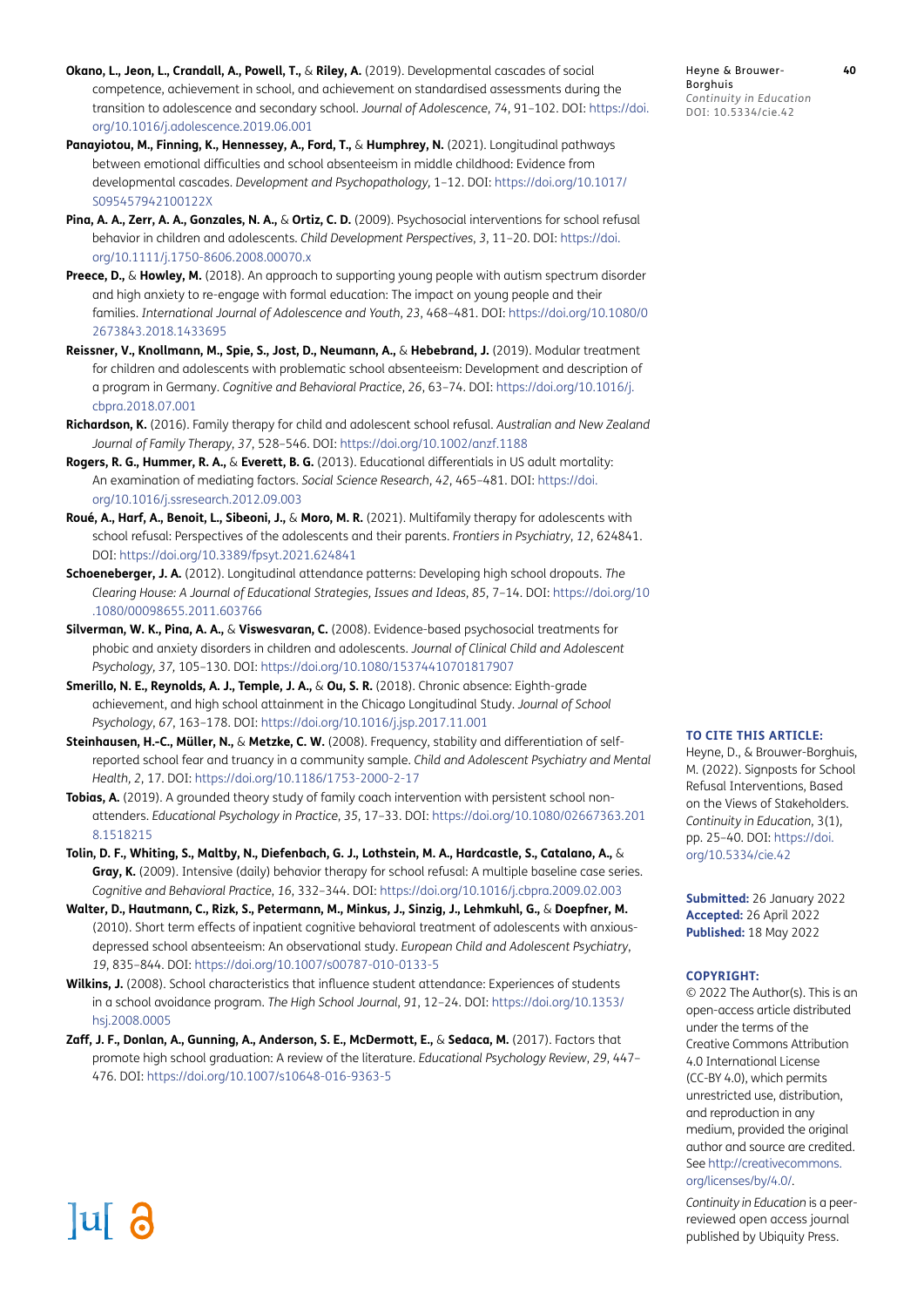**Okano, L., Jeon, L., Crandall, A., Powell, T.,** & **Riley, A.** (2019). Developmental cascades of social competence, achievement in school, and achievement on standardised assessments during the transition to adolescence and secondary school. *Journal of Adolescence*, *74*, 91–102. DOI: https://doi.org/10.1016/j.adolescence.2019.06.001

**Panayiotou, M., Finning, K., Hennessey, A., Ford, T.,** & **Humphrey, N.** (2021). Longitudinal pathways between emotional difficulties and school absenteeism in middle childhood: Evidence from developmental cascades. *Development and Psychopathology*, 1–12. DOI: https://doi.org/10.1017/S095457942100122X

**Pina, A. A., Zerr, A. A., Gonzales, N. A.,** & **Ortiz, C. D.** (2009). Psychosocial interventions for school refusal behavior in children and adolescents. *Child Development Perspectives*, *3*, 11–20. DOI: https://doi.org/10.1111/j.1750-8606.2008.00070.x

**Preece, D.,** & **Howley, M.** (2018). An approach to supporting young people with autism spectrum disorder and high anxiety to re-engage with formal education: The impact on young people and their families. *International Journal of Adolescence and Youth*, *23*, 468–481. DOI: https://doi.org/10.1080/02673843.2018.1433695

**Reissner, V., Knollmann, M., Spie, S., Jost, D., Neumann, A.,** & **Hebebrand, J.** (2019). Modular treatment for children and adolescents with problematic school absenteeism: Development and description of a program in Germany. *Cognitive and Behavioral Practice*, *26*, 63–74. DOI: https://doi.org/10.1016/j.cbpra.2018.07.001

**Richardson, K.** (2016). Family therapy for child and adolescent school refusal. *Australian and New Zealand Journal of Family Therapy*, *37*, 528–546. DOI: https://doi.org/10.1002/anzf.1188

**Rogers, R. G., Hummer, R. A.,** & **Everett, B. G.** (2013). Educational differentials in US adult mortality: An examination of mediating factors. *Social Science Research*, *42*, 465–481. DOI: https://doi.org/10.1016/j.ssresearch.2012.09.003

**Roué, A., Harf, A., Benoit, L., Sibeoni, J.,** & **Moro, M. R.** (2021). Multifamily therapy for adolescents with school refusal: Perspectives of the adolescents and their parents. *Frontiers in Psychiatry*, *12*, 624841. DOI: https://doi.org/10.3389/fpsyt.2021.624841

**Schoeneberger, J. A.** (2012). Longitudinal attendance patterns: Developing high school dropouts. *The Clearing House: A Journal of Educational Strategies, Issues and Ideas*, *85*, 7–14. DOI: https://doi.org/10.1080/00098655.2011.603766

**Silverman, W. K., Pina, A. A.,** & **Viswesvaran, C.** (2008). Evidence-based psychosocial treatments for phobic and anxiety disorders in children and adolescents. *Journal of Clinical Child and Adolescent Psychology*, *37*, 105–130. DOI: https://doi.org/10.1080/15374410701817907

**Smerillo, N. E., Reynolds, A. J., Temple, J. A.,** & **Ou, S. R.** (2018). Chronic absence: Eighth-grade achievement, and high school attainment in the Chicago Longitudinal Study. *Journal of School Psychology*, *67*, 163–178. DOI: https://doi.org/10.1016/j.jsp.2017.11.001

**Steinhausen, H.-C., Müller, N.,** & **Metzke, C. W.** (2008). Frequency, stability and differentiation of self-reported school fear and truancy in a community sample. *Child and Adolescent Psychiatry and Mental Health*, *2*, 17. DOI: https://doi.org/10.1186/1753-2000-2-17

**Tobias, A.** (2019). A grounded theory study of family coach intervention with persistent school non-attenders. *Educational Psychology in Practice*, *35*, 17–33. DOI: https://doi.org/10.1080/02667363.2018.1518215

**Tolin, D. F., Whiting, S., Maltby, N., Diefenbach, G. J., Lothstein, M. A., Hardcastle, S., Catalano, A.,** & **Gray, K.** (2009). Intensive (daily) behavior therapy for school refusal: A multiple baseline case series. *Cognitive and Behavioral Practice*, *16*, 332–344. DOI: https://doi.org/10.1016/j.cbpra.2009.02.003

**Walter, D., Hautmann, C., Rizk, S., Petermann, M., Minkus, J., Sinzig, J., Lehmkuhl, G.,** & **Doepfner, M.** (2010). Short term effects of inpatient cognitive behavioral treatment of adolescents with anxious-depressed school absenteeism: An observational study. *European Child and Adolescent Psychiatry*, *19*, 835–844. DOI: https://doi.org/10.1007/s00787-010-0133-5

**Wilkins, J.** (2008). School characteristics that influence student attendance: Experiences of students in a school avoidance program. *The High School Journal*, *91*, 12–24. DOI: https://doi.org/10.1353/hsj.2008.0005

**Zaff, J. F., Donlan, A., Gunning, A., Anderson, S. E., McDermott, E.,** & **Sedaca, M.** (2017). Factors that promote high school graduation: A review of the literature. *Educational Psychology Review*, *29*, 447–476. DOI: https://doi.org/10.1007/s10648-016-9363-5

**TO CITE THIS ARTICLE:**

Heyne, D., & Brouwer-Borghuis, M. (2022). Signposts for School Refusal Interventions, Based on the Views of Stakeholders. *Continuity in Education*, 3(1), pp. 25–40. DOI: https://doi.org/10.5334/cie.42

**Submitted:** 26 January 2022
**Accepted:** 26 April 2022
**Published:** 18 May 2022

**COPYRIGHT:**

© 2022 The Author(s). This is an open-access article distributed under the terms of the Creative Commons Attribution 4.0 International License (CC-BY 4.0), which permits unrestricted use, distribution, and reproduction in any medium, provided the original author and source are credited. See http://creativecommons.org/licenses/by/4.0/.

*Continuity in Education* is a peer-reviewed open access journal published by Ubiquity Press.